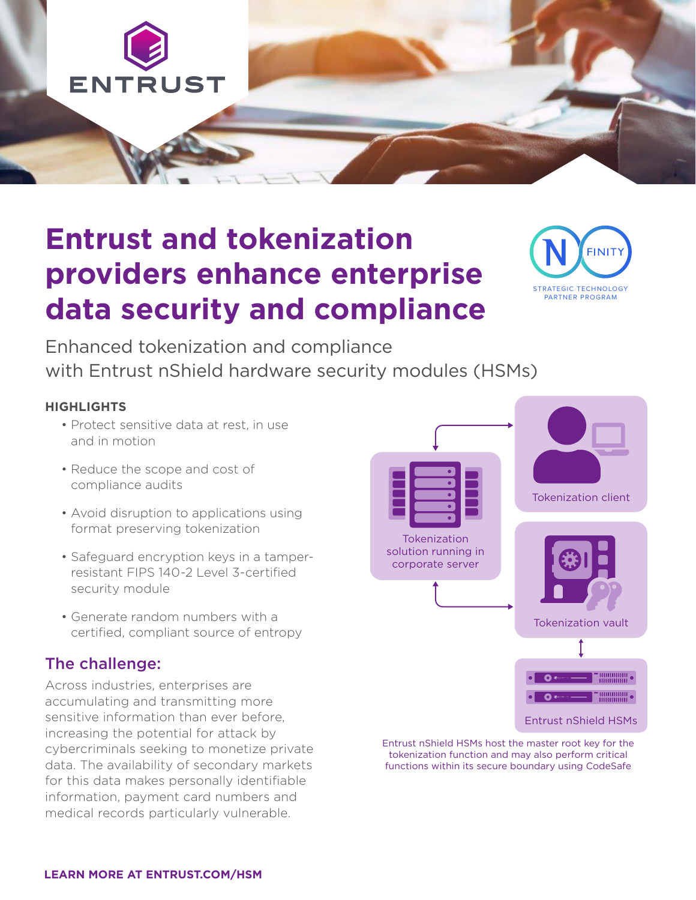# Entrust and tokenization providers enhance enterprise data security and compliance

Enhanced tokenization and compliance with Entrust nShield hardware security modules (HSMs)

**HIGHLIGHTS**

- Protect sensitive data at rest, in use and in motion
- Reduce the scope and cost of compliance audits
- Avoid disruption to applications using format preserving tokenization
- Safeguard encryption keys in a tamper-resistant FIPS 140-2 Level 3-certified security module
- Generate random numbers with a certified, compliant source of entropy

## The challenge:

Across industries, enterprises are accumulating and transmitting more sensitive information than ever before, increasing the potential for attack by cybercriminals seeking to monetize private data. The availability of secondary markets for this data makes personally identifiable information, payment card numbers and medical records particularly vulnerable.

Tokenization client

Tokenization solution running in corporate server

Tokenization vault

Entrust nShield HSMs

Entrust nShield HSMs host the master root key for the tokenization function and may also perform critical functions within its secure boundary using CodeSafe

**LEARN MORE AT ENTRUST.COM/HSM**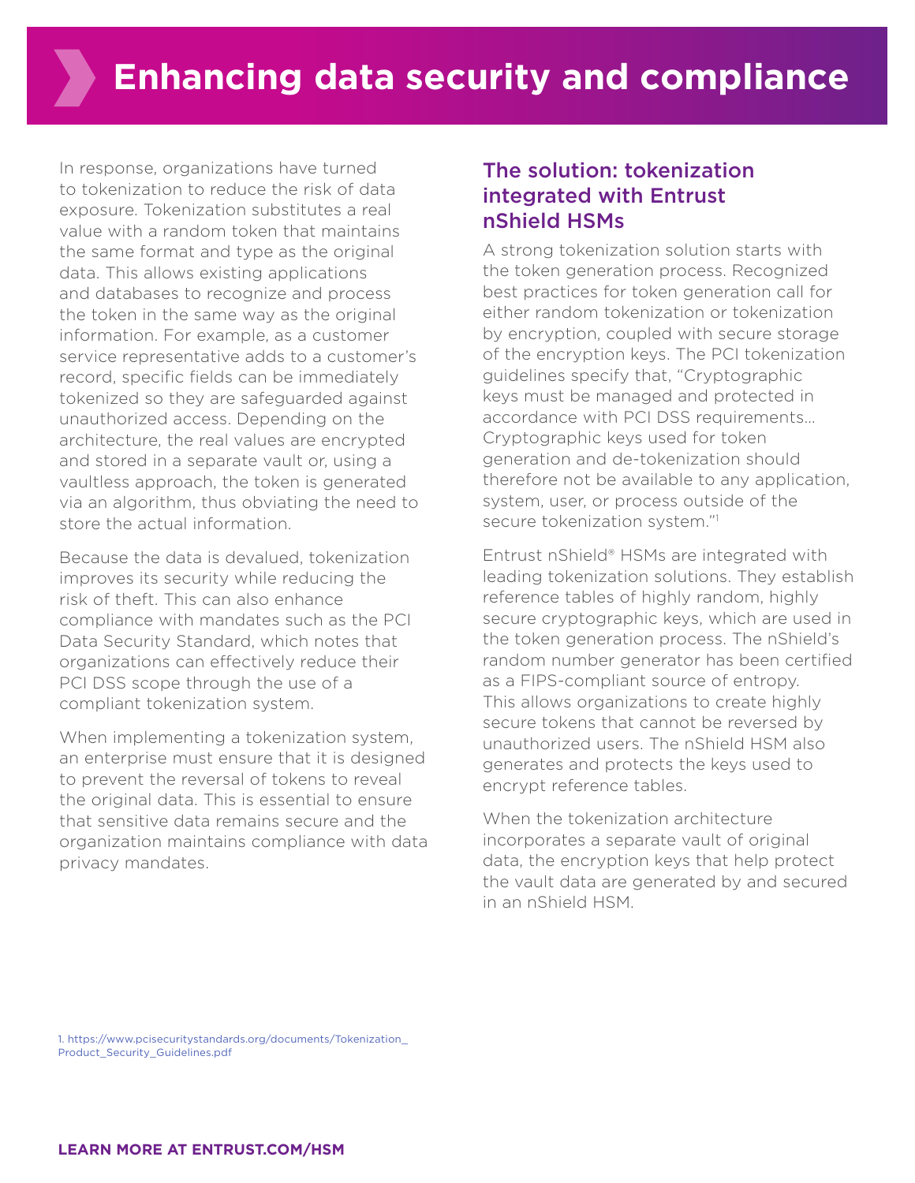# Enhancing data security and compliance

In response, organizations have turned to tokenization to reduce the risk of data exposure. Tokenization substitutes a real value with a random token that maintains the same format and type as the original data. This allows existing applications and databases to recognize and process the token in the same way as the original information. For example, as a customer service representative adds to a customer's record, specific fields can be immediately tokenized so they are safeguarded against unauthorized access. Depending on the architecture, the real values are encrypted and stored in a separate vault or, using a vaultless approach, the token is generated via an algorithm, thus obviating the need to store the actual information.

Because the data is devalued, tokenization improves its security while reducing the risk of theft. This can also enhance compliance with mandates such as the PCI Data Security Standard, which notes that organizations can effectively reduce their PCI DSS scope through the use of a compliant tokenization system.

When implementing a tokenization system, an enterprise must ensure that it is designed to prevent the reversal of tokens to reveal the original data. This is essential to ensure that sensitive data remains secure and the organization maintains compliance with data privacy mandates.

## The solution: tokenization integrated with Entrust nShield HSMs

A strong tokenization solution starts with the token generation process. Recognized best practices for token generation call for either random tokenization or tokenization by encryption, coupled with secure storage of the encryption keys. The PCI tokenization guidelines specify that, "Cryptographic keys must be managed and protected in accordance with PCI DSS requirements… Cryptographic keys used for token generation and de-tokenization should therefore not be available to any application, system, user, or process outside of the secure tokenization system."[1]

Entrust nShield® HSMs are integrated with leading tokenization solutions. They establish reference tables of highly random, highly secure cryptographic keys, which are used in the token generation process. The nShield's random number generator has been certified as a FIPS-compliant source of entropy. This allows organizations to create highly secure tokens that cannot be reversed by unauthorized users. The nShield HSM also generates and protects the keys used to encrypt reference tables.

When the tokenization architecture incorporates a separate vault of original data, the encryption keys that help protect the vault data are generated by and secured in an nShield HSM.

1. https://www.pcisecuritystandards.org/documents/Tokenization_Product_Security_Guidelines.pdf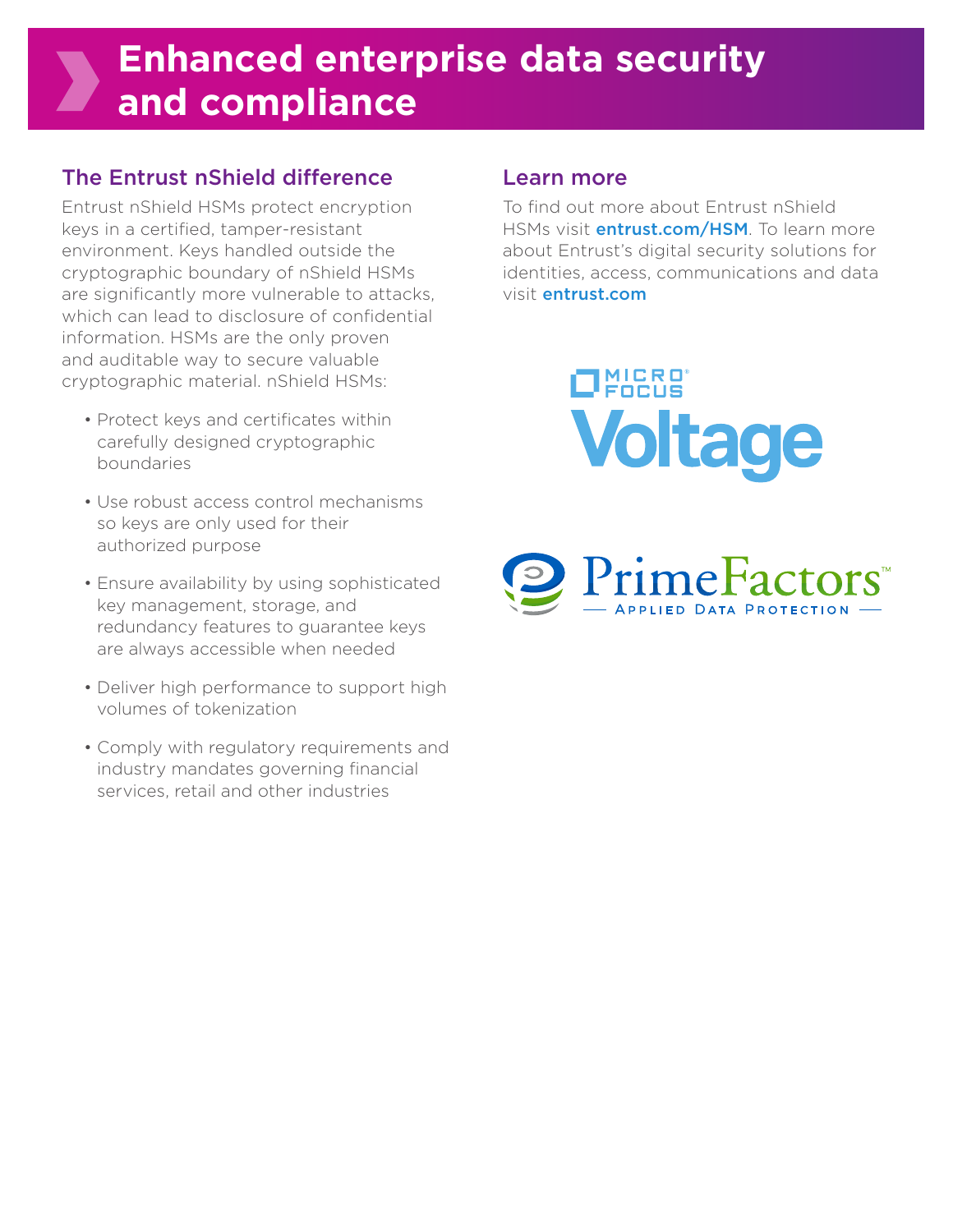# Enhanced enterprise data security and compliance

## The Entrust nShield difference

Entrust nShield HSMs protect encryption keys in a certified, tamper-resistant environment. Keys handled outside the cryptographic boundary of nShield HSMs are significantly more vulnerable to attacks, which can lead to disclosure of confidential information. HSMs are the only proven and auditable way to secure valuable cryptographic material. nShield HSMs:

- Protect keys and certificates within carefully designed cryptographic boundaries
- Use robust access control mechanisms so keys are only used for their authorized purpose
- Ensure availability by using sophisticated key management, storage, and redundancy features to guarantee keys are always accessible when needed
- Deliver high performance to support high volumes of tokenization
- Comply with regulatory requirements and industry mandates governing financial services, retail and other industries

## Learn more

To find out more about Entrust nShield HSMs visit **entrust.com/HSM**. To learn more about Entrust's digital security solutions for identities, access, communications and data visit **entrust.com**

MICRO FOCUS Voltage

PrimeFactors™ — APPLIED DATA PROTECTION —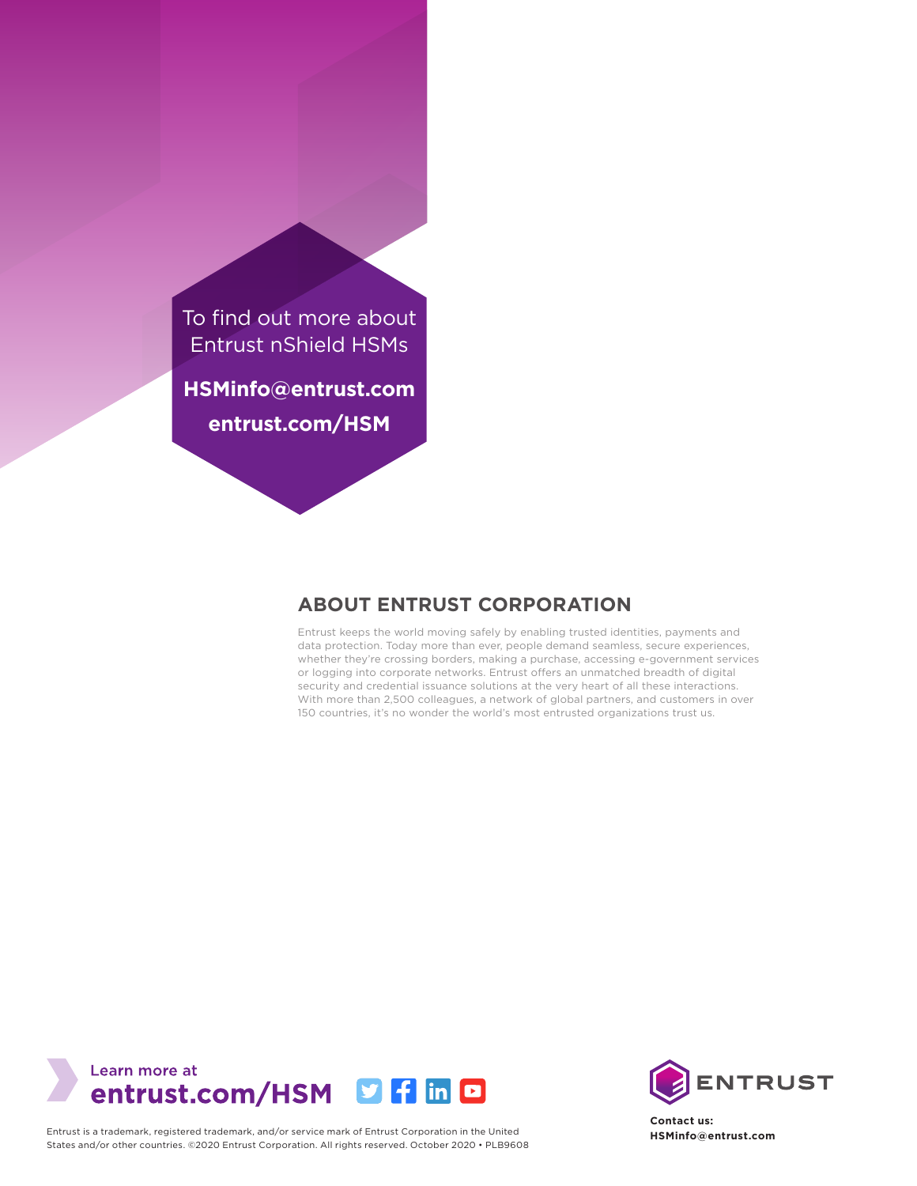To find out more about Entrust nShield HSMs

**HSMinfo@entrust.com**

**entrust.com/HSM**

## ABOUT ENTRUST CORPORATION

Entrust keeps the world moving safely by enabling trusted identities, payments and data protection. Today more than ever, people demand seamless, secure experiences, whether they're crossing borders, making a purchase, accessing e-government services or logging into corporate networks. Entrust offers an unmatched breadth of digital security and credential issuance solutions at the very heart of all these interactions. With more than 2,500 colleagues, a network of global partners, and customers in over 150 countries, it's no wonder the world's most entrusted organizations trust us.

Learn more at
**entrust.com/HSM**

Entrust is a trademark, registered trademark, and/or service mark of Entrust Corporation in the United States and/or other countries. ©2020 Entrust Corporation. All rights reserved. October 2020 • PLB9608

ENTRUST

**Contact us:**
**HSMinfo@entrust.com**